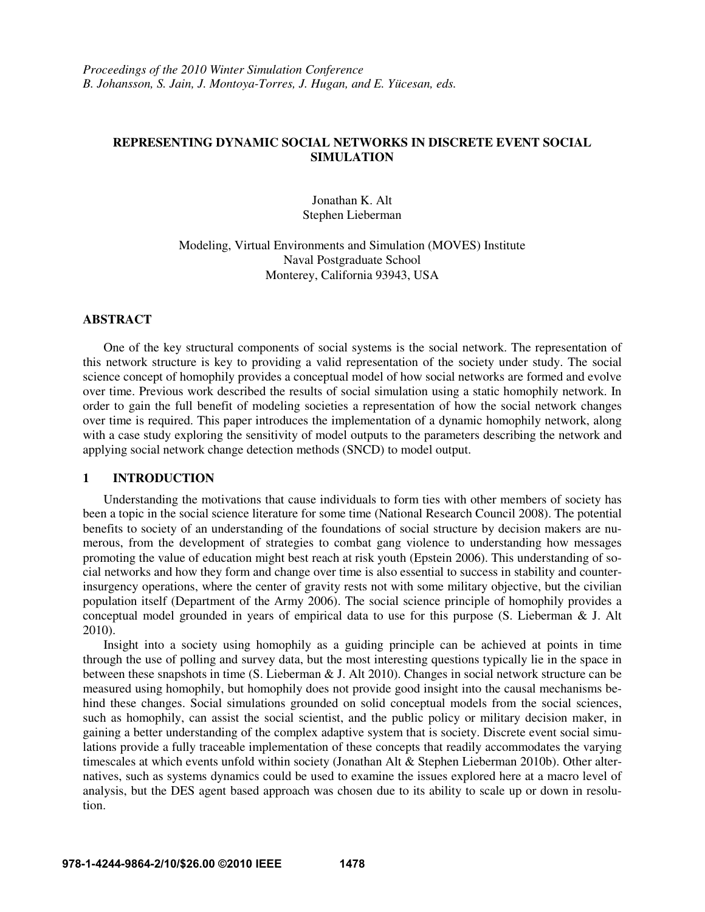*Proceedings of the 2010 Winter Simulation Conference*
*B. Johansson, S. Jain, J. Montoya-Torres, J. Hugan, and E. Yücesan, eds.*

# REPRESENTING DYNAMIC SOCIAL NETWORKS IN DISCRETE EVENT SOCIAL SIMULATION

Jonathan K. Alt
Stephen Lieberman

Modeling, Virtual Environments and Simulation (MOVES) Institute
Naval Postgraduate School
Monterey, California 93943, USA

## ABSTRACT

One of the key structural components of social systems is the social network. The representation of this network structure is key to providing a valid representation of the society under study. The social science concept of homophily provides a conceptual model of how social networks are formed and evolve over time. Previous work described the results of social simulation using a static homophily network. In order to gain the full benefit of modeling societies a representation of how the social network changes over time is required. This paper introduces the implementation of a dynamic homophily network, along with a case study exploring the sensitivity of model outputs to the parameters describing the network and applying social network change detection methods (SNCD) to model output.

## 1 INTRODUCTION

Understanding the motivations that cause individuals to form ties with other members of society has been a topic in the social science literature for some time (National Research Council 2008). The potential benefits to society of an understanding of the foundations of social structure by decision makers are numerous, from the development of strategies to combat gang violence to understanding how messages promoting the value of education might best reach at risk youth (Epstein 2006). This understanding of social networks and how they form and change over time is also essential to success in stability and counter-insurgency operations, where the center of gravity rests not with some military objective, but the civilian population itself (Department of the Army 2006). The social science principle of homophily provides a conceptual model grounded in years of empirical data to use for this purpose (S. Lieberman & J. Alt 2010).

Insight into a society using homophily as a guiding principle can be achieved at points in time through the use of polling and survey data, but the most interesting questions typically lie in the space in between these snapshots in time (S. Lieberman & J. Alt 2010). Changes in social network structure can be measured using homophily, but homophily does not provide good insight into the causal mechanisms behind these changes. Social simulations grounded on solid conceptual models from the social sciences, such as homophily, can assist the social scientist, and the public policy or military decision maker, in gaining a better understanding of the complex adaptive system that is society. Discrete event social simulations provide a fully traceable implementation of these concepts that readily accommodates the varying timescales at which events unfold within society (Jonathan Alt & Stephen Lieberman 2010b). Other alternatives, such as systems dynamics could be used to examine the issues explored here at a macro level of analysis, but the DES agent based approach was chosen due to its ability to scale up or down in resolution.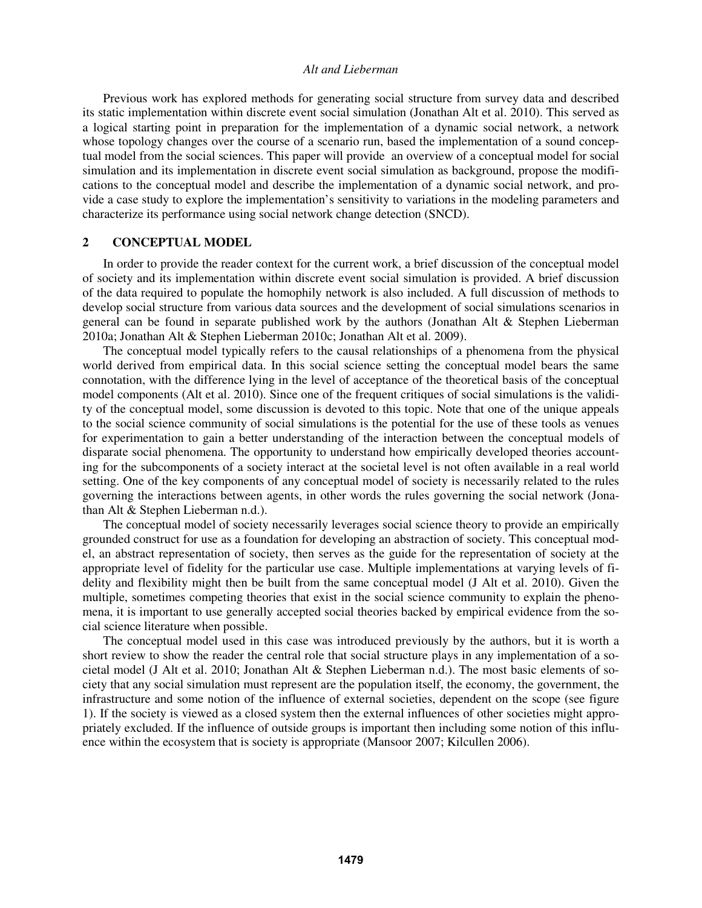Previous work has explored methods for generating social structure from survey data and described its static implementation within discrete event social simulation (Jonathan Alt et al. 2010). This served as a logical starting point in preparation for the implementation of a dynamic social network, a network whose topology changes over the course of a scenario run, based the implementation of a sound conceptual model from the social sciences. This paper will provide an overview of a conceptual model for social simulation and its implementation in discrete event social simulation as background, propose the modifications to the conceptual model and describe the implementation of a dynamic social network, and provide a case study to explore the implementation's sensitivity to variations in the modeling parameters and characterize its performance using social network change detection (SNCD).

## 2 CONCEPTUAL MODEL

In order to provide the reader context for the current work, a brief discussion of the conceptual model of society and its implementation within discrete event social simulation is provided. A brief discussion of the data required to populate the homophily network is also included. A full discussion of methods to develop social structure from various data sources and the development of social simulations scenarios in general can be found in separate published work by the authors (Jonathan Alt & Stephen Lieberman 2010a; Jonathan Alt & Stephen Lieberman 2010c; Jonathan Alt et al. 2009).

The conceptual model typically refers to the causal relationships of a phenomena from the physical world derived from empirical data. In this social science setting the conceptual model bears the same connotation, with the difference lying in the level of acceptance of the theoretical basis of the conceptual model components (Alt et al. 2010). Since one of the frequent critiques of social simulations is the validity of the conceptual model, some discussion is devoted to this topic. Note that one of the unique appeals to the social science community of social simulations is the potential for the use of these tools as venues for experimentation to gain a better understanding of the interaction between the conceptual models of disparate social phenomena. The opportunity to understand how empirically developed theories accounting for the subcomponents of a society interact at the societal level is not often available in a real world setting. One of the key components of any conceptual model of society is necessarily related to the rules governing the interactions between agents, in other words the rules governing the social network (Jonathan Alt & Stephen Lieberman n.d.).

The conceptual model of society necessarily leverages social science theory to provide an empirically grounded construct for use as a foundation for developing an abstraction of society. This conceptual model, an abstract representation of society, then serves as the guide for the representation of society at the appropriate level of fidelity for the particular use case. Multiple implementations at varying levels of fidelity and flexibility might then be built from the same conceptual model (J Alt et al. 2010). Given the multiple, sometimes competing theories that exist in the social science community to explain the phenomena, it is important to use generally accepted social theories backed by empirical evidence from the social science literature when possible.

The conceptual model used in this case was introduced previously by the authors, but it is worth a short review to show the reader the central role that social structure plays in any implementation of a societal model (J Alt et al. 2010; Jonathan Alt & Stephen Lieberman n.d.). The most basic elements of society that any social simulation must represent are the population itself, the economy, the government, the infrastructure and some notion of the influence of external societies, dependent on the scope (see figure 1). If the society is viewed as a closed system then the external influences of other societies might appropriately excluded. If the influence of outside groups is important then including some notion of this influence within the ecosystem that is society is appropriate (Mansoor 2007; Kilcullen 2006).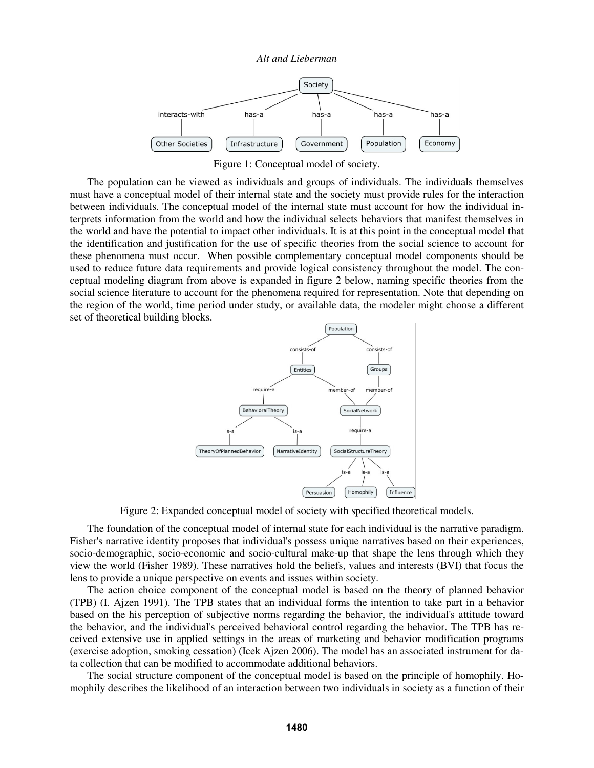Figure 1: Conceptual model of society.

The population can be viewed as individuals and groups of individuals. The individuals themselves must have a conceptual model of their internal state and the society must provide rules for the interaction between individuals. The conceptual model of the internal state must account for how the individual interprets information from the world and how the individual selects behaviors that manifest themselves in the world and have the potential to impact other individuals. It is at this point in the conceptual model that the identification and justification for the use of specific theories from the social science to account for these phenomena must occur. When possible complementary conceptual model components should be used to reduce future data requirements and provide logical consistency throughout the model. The conceptual modeling diagram from above is expanded in figure 2 below, naming specific theories from the social science literature to account for the phenomena required for representation. Note that depending on the region of the world, time period under study, or available data, the modeler might choose a different set of theoretical building blocks.

Figure 2: Expanded conceptual model of society with specified theoretical models.

The foundation of the conceptual model of internal state for each individual is the narrative paradigm. Fisher's narrative identity proposes that individual's possess unique narratives based on their experiences, socio-demographic, socio-economic and socio-cultural make-up that shape the lens through which they view the world (Fisher 1989). These narratives hold the beliefs, values and interests (BVI) that focus the lens to provide a unique perspective on events and issues within society.

The action choice component of the conceptual model is based on the theory of planned behavior (TPB) (I. Ajzen 1991). The TPB states that an individual forms the intention to take part in a behavior based on the his perception of subjective norms regarding the behavior, the individual's attitude toward the behavior, and the individual's perceived behavioral control regarding the behavior. The TPB has received extensive use in applied settings in the areas of marketing and behavior modification programs (exercise adoption, smoking cessation) (Icek Ajzen 2006). The model has an associated instrument for data collection that can be modified to accommodate additional behaviors.

The social structure component of the conceptual model is based on the principle of homophily. Homophily describes the likelihood of an interaction between two individuals in society as a function of their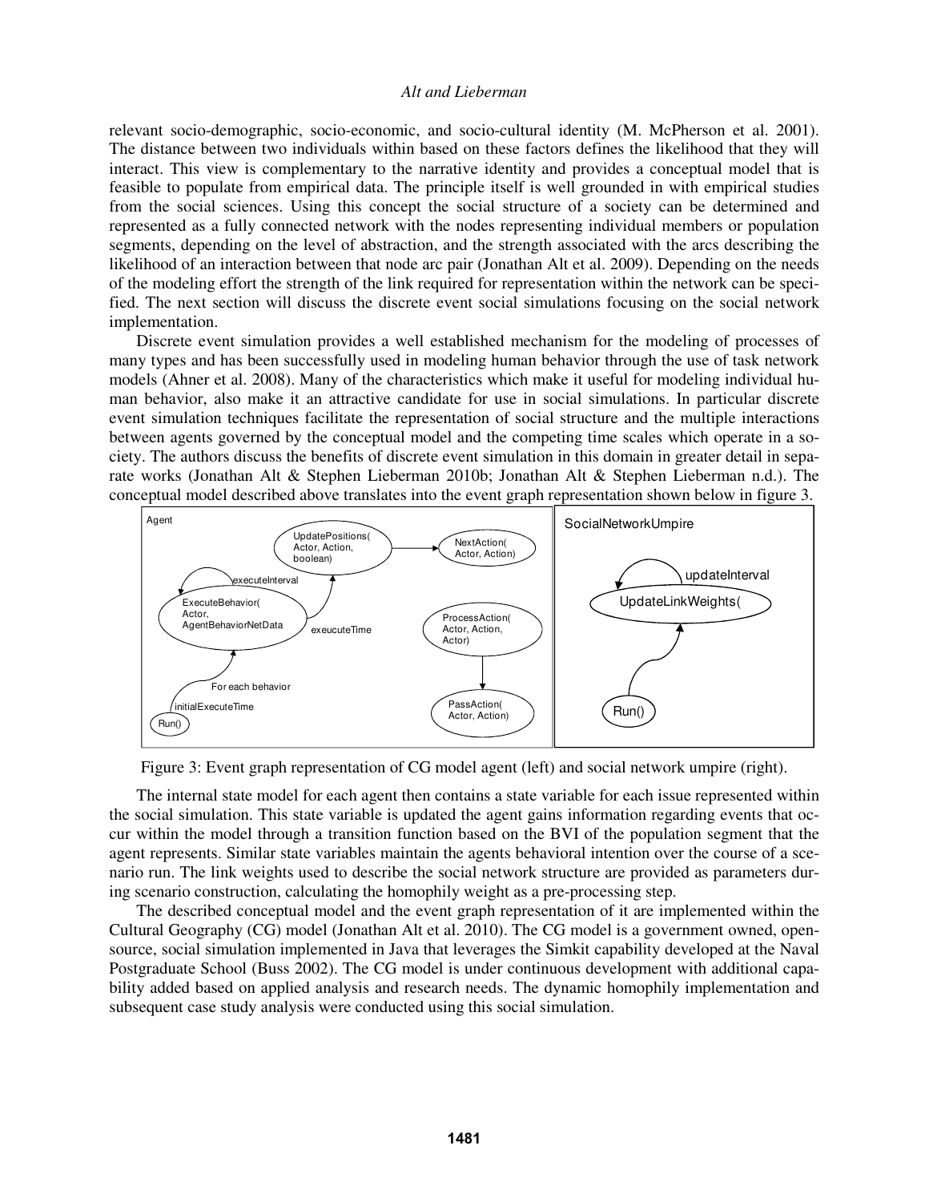relevant socio-demographic, socio-economic, and socio-cultural identity (M. McPherson et al. 2001). The distance between two individuals within based on these factors defines the likelihood that they will interact. This view is complementary to the narrative identity and provides a conceptual model that is feasible to populate from empirical data. The principle itself is well grounded in with empirical studies from the social sciences. Using this concept the social structure of a society can be determined and represented as a fully connected network with the nodes representing individual members or population segments, depending on the level of abstraction, and the strength associated with the arcs describing the likelihood of an interaction between that node arc pair (Jonathan Alt et al. 2009). Depending on the needs of the modeling effort the strength of the link required for representation within the network can be specified. The next section will discuss the discrete event social simulations focusing on the social network implementation.

Discrete event simulation provides a well established mechanism for the modeling of processes of many types and has been successfully used in modeling human behavior through the use of task network models (Ahner et al. 2008). Many of the characteristics which make it useful for modeling individual human behavior, also make it an attractive candidate for use in social simulations. In particular discrete event simulation techniques facilitate the representation of social structure and the multiple interactions between agents governed by the conceptual model and the competing time scales which operate in a society. The authors discuss the benefits of discrete event simulation in this domain in greater detail in separate works (Jonathan Alt & Stephen Lieberman 2010b; Jonathan Alt & Stephen Lieberman n.d.). The conceptual model described above translates into the event graph representation shown below in figure 3.

Agent

UpdatePositions( Actor, Action, boolean)

NextAction( Actor, Action)

executeInterval

ExecuteBehavior( Actor, AgentBehaviorNetData

exeucuteTime

ProcessAction( Actor, Action, Actor)

For each behavior

initialExecuteTime

Run()

PassAction( Actor, Action)

SocialNetworkUmpire

updateInterval

UpdateLinkWeights(

Run()

Figure 3: Event graph representation of CG model agent (left) and social network umpire (right).

The internal state model for each agent then contains a state variable for each issue represented within the social simulation. This state variable is updated the agent gains information regarding events that occur within the model through a transition function based on the BVI of the population segment that the agent represents. Similar state variables maintain the agents behavioral intention over the course of a scenario run. The link weights used to describe the social network structure are provided as parameters during scenario construction, calculating the homophily weight as a pre-processing step.

The described conceptual model and the event graph representation of it are implemented within the Cultural Geography (CG) model (Jonathan Alt et al. 2010). The CG model is a government owned, open-source, social simulation implemented in Java that leverages the Simkit capability developed at the Naval Postgraduate School (Buss 2002). The CG model is under continuous development with additional capability added based on applied analysis and research needs. The dynamic homophily implementation and subsequent case study analysis were conducted using this social simulation.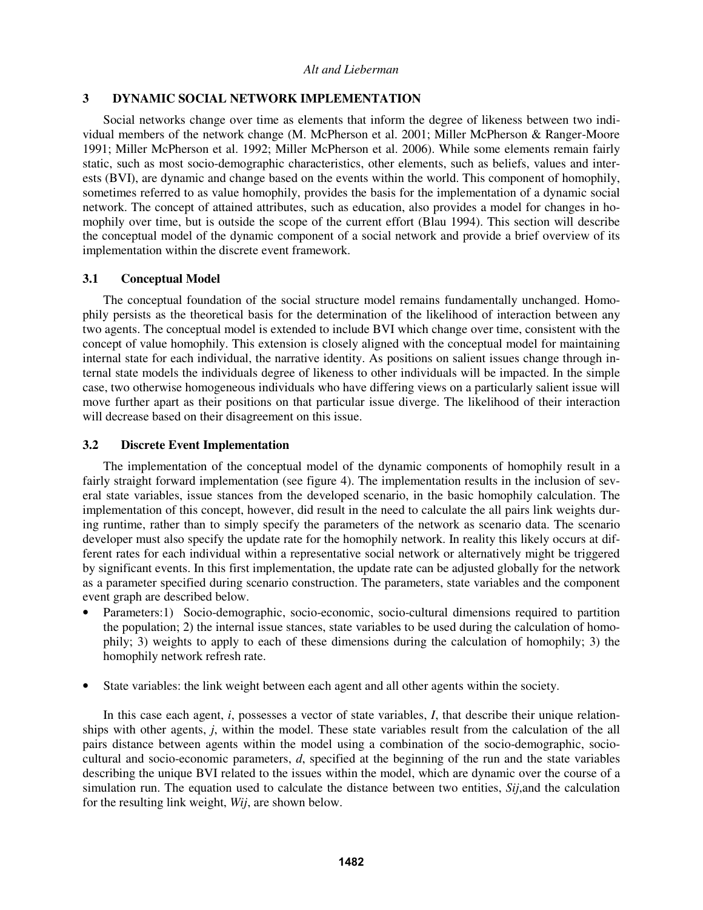## 3 DYNAMIC SOCIAL NETWORK IMPLEMENTATION

Social networks change over time as elements that inform the degree of likeness between two individual members of the network change (M. McPherson et al. 2001; Miller McPherson & Ranger-Moore 1991; Miller McPherson et al. 1992; Miller McPherson et al. 2006). While some elements remain fairly static, such as most socio-demographic characteristics, other elements, such as beliefs, values and interests (BVI), are dynamic and change based on the events within the world. This component of homophily, sometimes referred to as value homophily, provides the basis for the implementation of a dynamic social network. The concept of attained attributes, such as education, also provides a model for changes in homophily over time, but is outside the scope of the current effort (Blau 1994). This section will describe the conceptual model of the dynamic component of a social network and provide a brief overview of its implementation within the discrete event framework.

### 3.1 Conceptual Model

The conceptual foundation of the social structure model remains fundamentally unchanged. Homophily persists as the theoretical basis for the determination of the likelihood of interaction between any two agents. The conceptual model is extended to include BVI which change over time, consistent with the concept of value homophily. This extension is closely aligned with the conceptual model for maintaining internal state for each individual, the narrative identity. As positions on salient issues change through internal state models the individuals degree of likeness to other individuals will be impacted. In the simple case, two otherwise homogeneous individuals who have differing views on a particularly salient issue will move further apart as their positions on that particular issue diverge. The likelihood of their interaction will decrease based on their disagreement on this issue.

### 3.2 Discrete Event Implementation

The implementation of the conceptual model of the dynamic components of homophily result in a fairly straight forward implementation (see figure 4). The implementation results in the inclusion of several state variables, issue stances from the developed scenario, in the basic homophily calculation. The implementation of this concept, however, did result in the need to calculate the all pairs link weights during runtime, rather than to simply specify the parameters of the network as scenario data. The scenario developer must also specify the update rate for the homophily network. In reality this likely occurs at different rates for each individual within a representative social network or alternatively might be triggered by significant events. In this first implementation, the update rate can be adjusted globally for the network as a parameter specified during scenario construction. The parameters, state variables and the component event graph are described below.

- Parameters:1) Socio-demographic, socio-economic, socio-cultural dimensions required to partition the population; 2) the internal issue stances, state variables to be used during the calculation of homophily; 3) weights to apply to each of these dimensions during the calculation of homophily; 3) the homophily network refresh rate.

- State variables: the link weight between each agent and all other agents within the society.

In this case each agent, $i$, possesses a vector of state variables, $I$, that describe their unique relationships with other agents, $j$, within the model. These state variables result from the calculation of the all pairs distance between agents within the model using a combination of the socio-demographic, socio-cultural and socio-economic parameters, $d$, specified at the beginning of the run and the state variables describing the unique BVI related to the issues within the model, which are dynamic over the course of a simulation run. The equation used to calculate the distance between two entities, $S_{ij}$, and the calculation for the resulting link weight, $W_{ij}$, are shown below.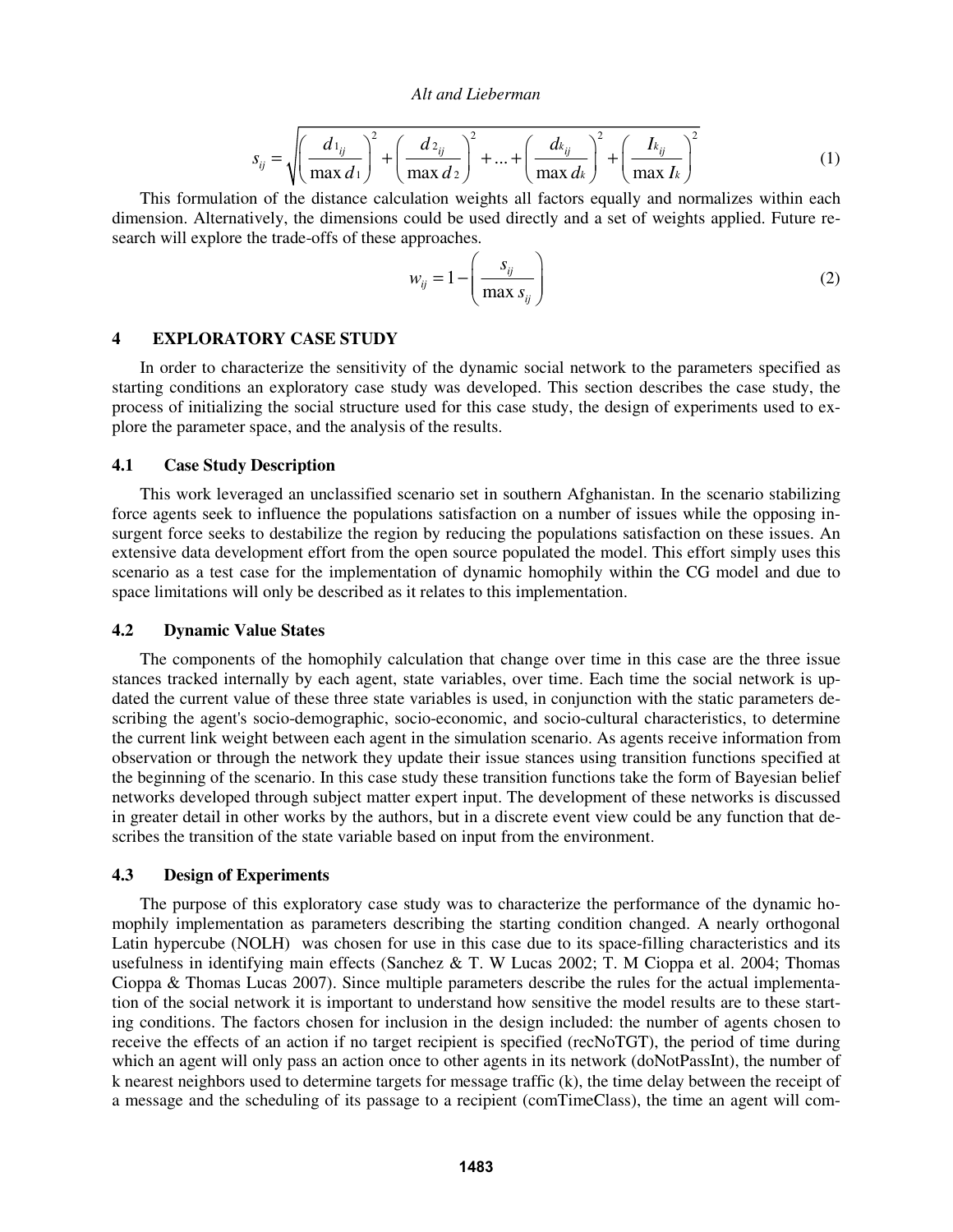$$s_{ij} = \sqrt{\left(\frac{d_{1_{ij}}}{\max d_1}\right)^2 + \left(\frac{d_{2_{ij}}}{\max d_2}\right)^2 + ... + \left(\frac{d_{k_{ij}}}{\max d_k}\right)^2 + \left(\frac{I_{k_{ij}}}{\max I_k}\right)^2} \tag{1}$$

This formulation of the distance calculation weights all factors equally and normalizes within each dimension. Alternatively, the dimensions could be used directly and a set of weights applied. Future research will explore the trade-offs of these approaches.

$$w_{ij} = 1 - \left(\frac{s_{ij}}{\max s_{ij}}\right) \tag{2}$$

## 4 EXPLORATORY CASE STUDY

In order to characterize the sensitivity of the dynamic social network to the parameters specified as starting conditions an exploratory case study was developed. This section describes the case study, the process of initializing the social structure used for this case study, the design of experiments used to explore the parameter space, and the analysis of the results.

### 4.1 Case Study Description

This work leveraged an unclassified scenario set in southern Afghanistan. In the scenario stabilizing force agents seek to influence the populations satisfaction on a number of issues while the opposing insurgent force seeks to destabilize the region by reducing the populations satisfaction on these issues. An extensive data development effort from the open source populated the model. This effort simply uses this scenario as a test case for the implementation of dynamic homophily within the CG model and due to space limitations will only be described as it relates to this implementation.

### 4.2 Dynamic Value States

The components of the homophily calculation that change over time in this case are the three issue stances tracked internally by each agent, state variables, over time. Each time the social network is updated the current value of these three state variables is used, in conjunction with the static parameters describing the agent's socio-demographic, socio-economic, and socio-cultural characteristics, to determine the current link weight between each agent in the simulation scenario. As agents receive information from observation or through the network they update their issue stances using transition functions specified at the beginning of the scenario. In this case study these transition functions take the form of Bayesian belief networks developed through subject matter expert input. The development of these networks is discussed in greater detail in other works by the authors, but in a discrete event view could be any function that describes the transition of the state variable based on input from the environment.

### 4.3 Design of Experiments

The purpose of this exploratory case study was to characterize the performance of the dynamic homophily implementation as parameters describing the starting condition changed. A nearly orthogonal Latin hypercube (NOLH) was chosen for use in this case due to its space-filling characteristics and its usefulness in identifying main effects (Sanchez & T. W Lucas 2002; T. M Cioppa et al. 2004; Thomas Cioppa & Thomas Lucas 2007). Since multiple parameters describe the rules for the actual implementation of the social network it is important to understand how sensitive the model results are to these starting conditions. The factors chosen for inclusion in the design included: the number of agents chosen to receive the effects of an action if no target recipient is specified (recNoTGT), the period of time during which an agent will only pass an action once to other agents in its network (doNotPassInt), the number of k nearest neighbors used to determine targets for message traffic (k), the time delay between the receipt of a message and the scheduling of its passage to a recipient (comTimeClass), the time an agent will com-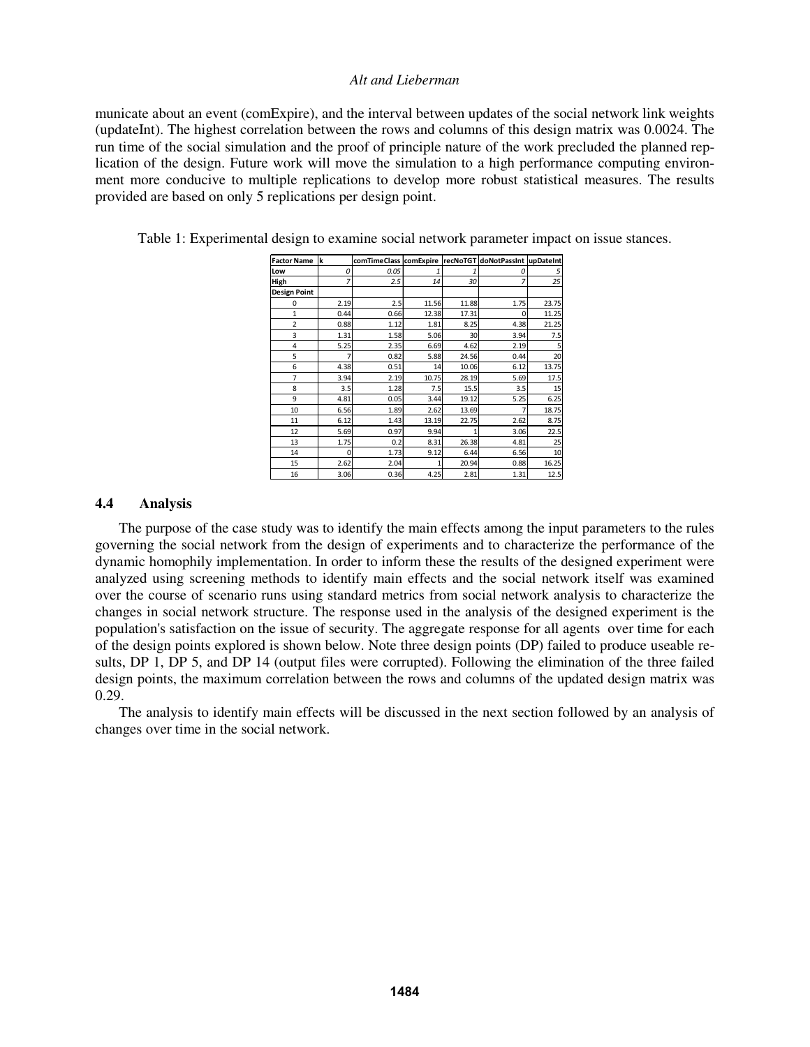municate about an event (comExpire), and the interval between updates of the social network link weights (updateInt). The highest correlation between the rows and columns of this design matrix was 0.0024. The run time of the social simulation and the proof of principle nature of the work precluded the planned replication of the design. Future work will move the simulation to a high performance computing environment more conducive to multiple replications to develop more robust statistical measures. The results provided are based on only 5 replications per design point.

Table 1: Experimental design to examine social network parameter impact on issue stances.

| Factor Name | k | comTimeClass | comExpire | recNoTGT | doNotPassInt | upDateInt |
|---|---|---|---|---|---|---|
| Low | 0 | 0.05 | 1 | 1 | 0 | 5 |
| High | 7 | 2.5 | 14 | 30 | 7 | 25 |
| Design Point | | | | | | |
| 0 | 2.19 | 2.5 | 11.56 | 11.88 | 1.75 | 23.75 |
| 1 | 0.44 | 0.66 | 12.38 | 17.31 | 0 | 11.25 |
| 2 | 0.88 | 1.12 | 1.81 | 8.25 | 4.38 | 21.25 |
| 3 | 1.31 | 1.58 | 5.06 | 30 | 3.94 | 7.5 |
| 4 | 5.25 | 2.35 | 6.69 | 4.62 | 2.19 | 5 |
| 5 | 7 | 0.82 | 5.88 | 24.56 | 0.44 | 20 |
| 6 | 4.38 | 0.51 | 14 | 10.06 | 6.12 | 13.75 |
| 7 | 3.94 | 2.19 | 10.75 | 28.19 | 5.69 | 17.5 |
| 8 | 3.5 | 1.28 | 7.5 | 15.5 | 3.5 | 15 |
| 9 | 4.81 | 0.05 | 3.44 | 19.12 | 5.25 | 6.25 |
| 10 | 6.56 | 1.89 | 2.62 | 13.69 | 7 | 18.75 |
| 11 | 6.12 | 1.43 | 13.19 | 22.75 | 2.62 | 8.75 |
| 12 | 5.69 | 0.97 | 9.94 | 1 | 3.06 | 22.5 |
| 13 | 1.75 | 0.2 | 8.31 | 26.38 | 4.81 | 25 |
| 14 | 0 | 1.73 | 9.12 | 6.44 | 6.56 | 10 |
| 15 | 2.62 | 2.04 | 1 | 20.94 | 0.88 | 16.25 |
| 16 | 3.06 | 0.36 | 4.25 | 2.81 | 1.31 | 12.5 |

### 4.4 Analysis

The purpose of the case study was to identify the main effects among the input parameters to the rules governing the social network from the design of experiments and to characterize the performance of the dynamic homophily implementation. In order to inform these the results of the designed experiment were analyzed using screening methods to identify main effects and the social network itself was examined over the course of scenario runs using standard metrics from social network analysis to characterize the changes in social network structure. The response used in the analysis of the designed experiment is the population's satisfaction on the issue of security. The aggregate response for all agents over time for each of the design points explored is shown below. Note three design points (DP) failed to produce useable results, DP 1, DP 5, and DP 14 (output files were corrupted). Following the elimination of the three failed design points, the maximum correlation between the rows and columns of the updated design matrix was 0.29.

The analysis to identify main effects will be discussed in the next section followed by an analysis of changes over time in the social network.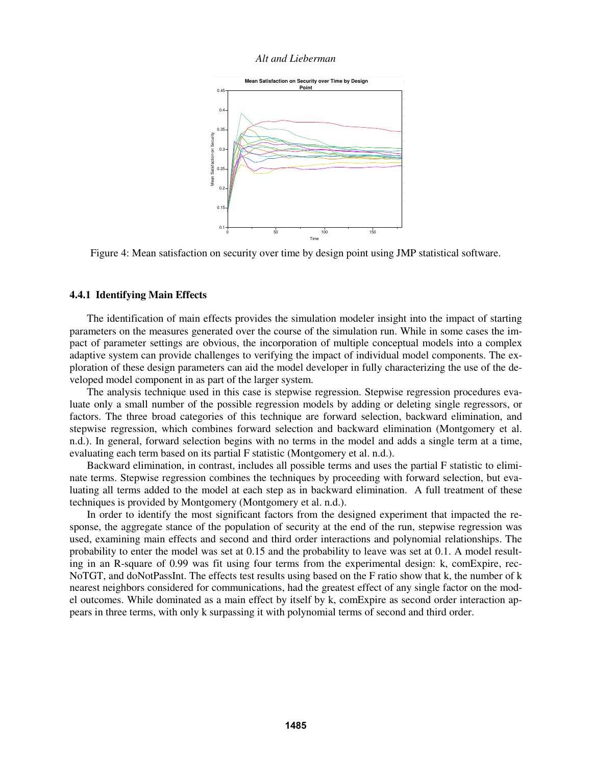Figure 4: Mean satisfaction on security over time by design point using JMP statistical software.

### 4.4.1 Identifying Main Effects

The identification of main effects provides the simulation modeler insight into the impact of starting parameters on the measures generated over the course of the simulation run. While in some cases the impact of parameter settings are obvious, the incorporation of multiple conceptual models into a complex adaptive system can provide challenges to verifying the impact of individual model components. The exploration of these design parameters can aid the model developer in fully characterizing the use of the developed model component in as part of the larger system.

The analysis technique used in this case is stepwise regression. Stepwise regression procedures evaluate only a small number of the possible regression models by adding or deleting single regressors, or factors. The three broad categories of this technique are forward selection, backward elimination, and stepwise regression, which combines forward selection and backward elimination (Montgomery et al. n.d.). In general, forward selection begins with no terms in the model and adds a single term at a time, evaluating each term based on its partial F statistic (Montgomery et al. n.d.).

Backward elimination, in contrast, includes all possible terms and uses the partial F statistic to eliminate terms. Stepwise regression combines the techniques by proceeding with forward selection, but evaluating all terms added to the model at each step as in backward elimination. A full treatment of these techniques is provided by Montgomery (Montgomery et al. n.d.).

In order to identify the most significant factors from the designed experiment that impacted the response, the aggregate stance of the population of security at the end of the run, stepwise regression was used, examining main effects and second and third order interactions and polynomial relationships. The probability to enter the model was set at 0.15 and the probability to leave was set at 0.1. A model resulting in an R-square of 0.99 was fit using four terms from the experimental design: k, comExpire, recNoTGT, and doNotPassInt. The effects test results using based on the F ratio show that k, the number of k nearest neighbors considered for communications, had the greatest effect of any single factor on the model outcomes. While dominated as a main effect by itself by k, comExpire as second order interaction appears in three terms, with only k surpassing it with polynomial terms of second and third order.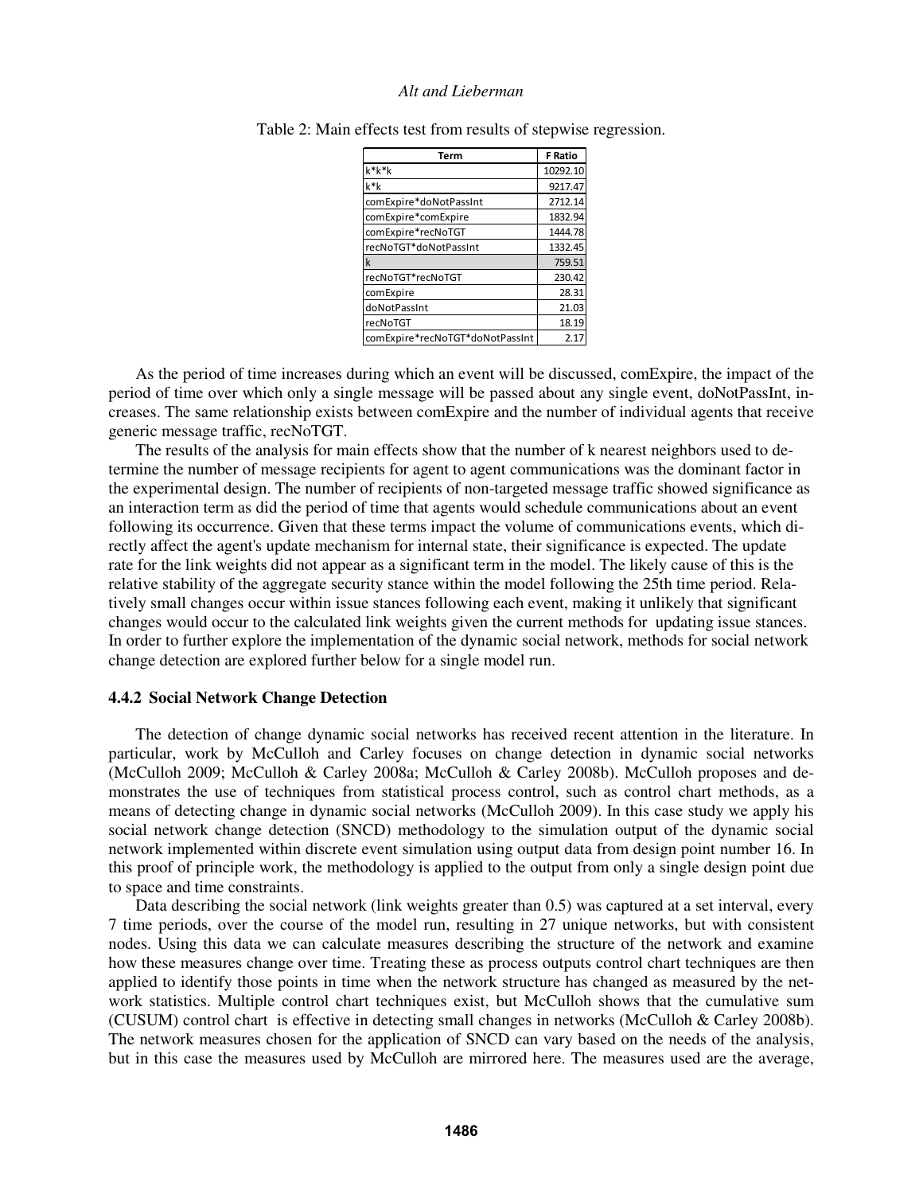Table 2: Main effects test from results of stepwise regression.

| Term | F Ratio |
|---|---|
| k*k*k | 10292.10 |
| k*k | 9217.47 |
| comExpire*doNotPassInt | 2712.14 |
| comExpire*comExpire | 1832.94 |
| comExpire*recNoTGT | 1444.78 |
| recNoTGT*doNotPassInt | 1332.45 |
| k | 759.51 |
| recNoTGT*recNoTGT | 230.42 |
| comExpire | 28.31 |
| doNotPassInt | 21.03 |
| recNoTGT | 18.19 |
| comExpire*recNoTGT*doNotPassInt | 2.17 |

As the period of time increases during which an event will be discussed, comExpire, the impact of the period of time over which only a single message will be passed about any single event, doNotPassInt, increases. The same relationship exists between comExpire and the number of individual agents that receive generic message traffic, recNoTGT.

The results of the analysis for main effects show that the number of k nearest neighbors used to determine the number of message recipients for agent to agent communications was the dominant factor in the experimental design. The number of recipients of non-targeted message traffic showed significance as an interaction term as did the period of time that agents would schedule communications about an event following its occurrence. Given that these terms impact the volume of communications events, which directly affect the agent's update mechanism for internal state, their significance is expected. The update rate for the link weights did not appear as a significant term in the model. The likely cause of this is the relative stability of the aggregate security stance within the model following the 25th time period. Relatively small changes occur within issue stances following each event, making it unlikely that significant changes would occur to the calculated link weights given the current methods for updating issue stances. In order to further explore the implementation of the dynamic social network, methods for social network change detection are explored further below for a single model run.

### 4.4.2 Social Network Change Detection

The detection of change dynamic social networks has received recent attention in the literature. In particular, work by McCulloh and Carley focuses on change detection in dynamic social networks (McCulloh 2009; McCulloh & Carley 2008a; McCulloh & Carley 2008b). McCulloh proposes and demonstrates the use of techniques from statistical process control, such as control chart methods, as a means of detecting change in dynamic social networks (McCulloh 2009). In this case study we apply his social network change detection (SNCD) methodology to the simulation output of the dynamic social network implemented within discrete event simulation using output data from design point number 16. In this proof of principle work, the methodology is applied to the output from only a single design point due to space and time constraints.

Data describing the social network (link weights greater than 0.5) was captured at a set interval, every 7 time periods, over the course of the model run, resulting in 27 unique networks, but with consistent nodes. Using this data we can calculate measures describing the structure of the network and examine how these measures change over time. Treating these as process outputs control chart techniques are then applied to identify those points in time when the network structure has changed as measured by the network statistics. Multiple control chart techniques exist, but McCulloh shows that the cumulative sum (CUSUM) control chart is effective in detecting small changes in networks (McCulloh & Carley 2008b). The network measures chosen for the application of SNCD can vary based on the needs of the analysis, but in this case the measures used by McCulloh are mirrored here. The measures used are the average,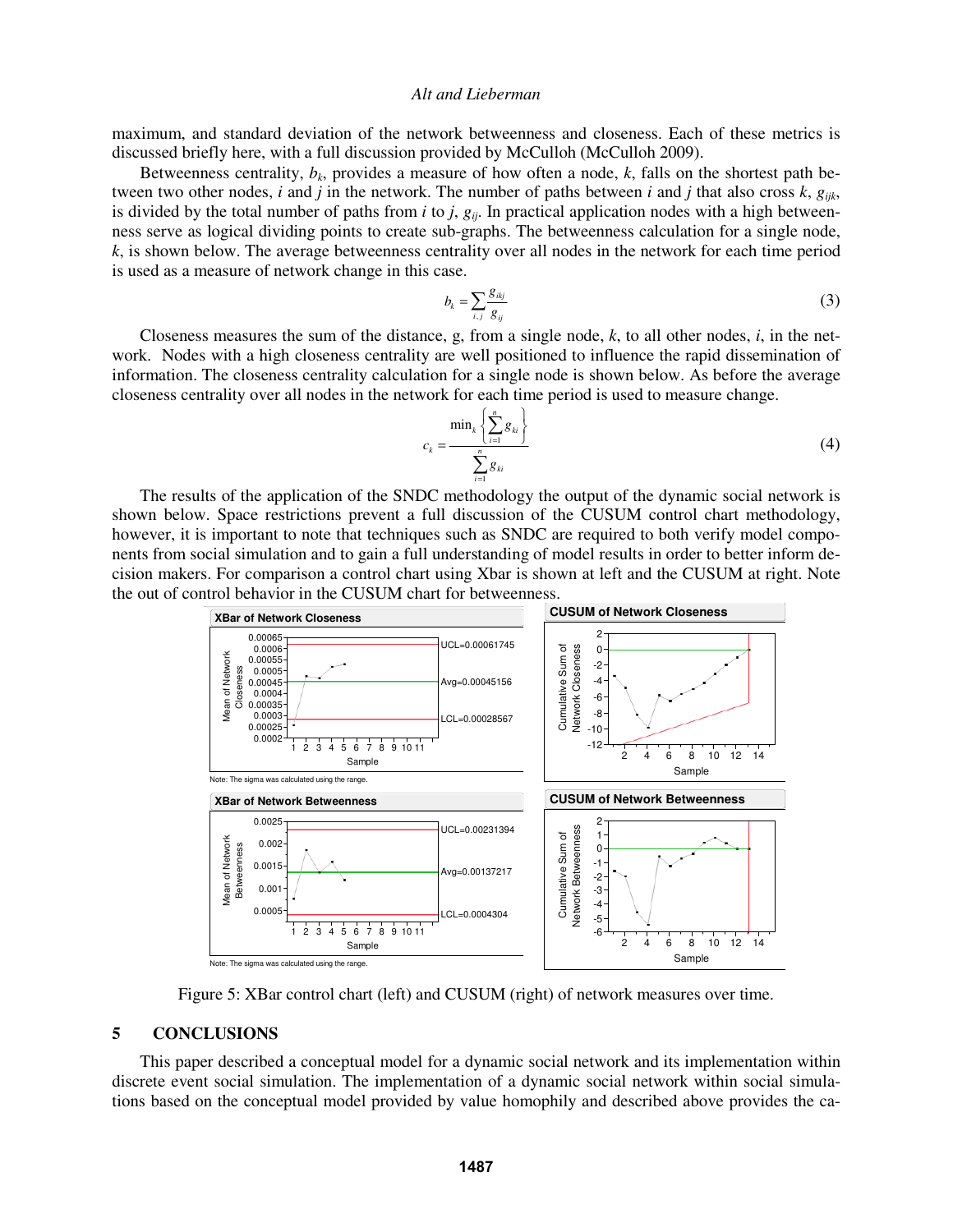maximum, and standard deviation of the network betweenness and closeness. Each of these metrics is discussed briefly here, with a full discussion provided by McCulloh (McCulloh 2009).

Betweenness centrality, $b_k$, provides a measure of how often a node, $k$, falls on the shortest path between two other nodes, $i$ and $j$ in the network. The number of paths between $i$ and $j$ that also cross $k$, $g_{ijk}$, is divided by the total number of paths from $i$ to $j$, $g_{ij}$. In practical application nodes with a high betweenness serve as logical dividing points to create sub-graphs. The betweenness calculation for a single node, $k$, is shown below. The average betweenness centrality over all nodes in the network for each time period is used as a measure of network change in this case.

$$b_k = \sum_{i,j} \frac{g_{ikj}}{g_{ij}} \tag{3}$$

Closeness measures the sum of the distance, g, from a single node, $k$, to all other nodes, $i$, in the network. Nodes with a high closeness centrality are well positioned to influence the rapid dissemination of information. The closeness centrality calculation for a single node is shown below. As before the average closeness centrality over all nodes in the network for each time period is used to measure change.

$$c_k = \frac{\min_k \left\{ \sum_{i=1}^{n} g_{ki} \right\}}{\sum_{i=1}^{n} g_{ki}} \tag{4}$$

The results of the application of the SNDC methodology the output of the dynamic social network is shown below. Space restrictions prevent a full discussion of the CUSUM control chart methodology, however, it is important to note that techniques such as SNDC are required to both verify model components from social simulation and to gain a full understanding of model results in order to better inform decision makers. For comparison a control chart using Xbar is shown at left and the CUSUM at right. Note the out of control behavior in the CUSUM chart for betweenness.

Figure 5: XBar control chart (left) and CUSUM (right) of network measures over time.

## 5 CONCLUSIONS

This paper described a conceptual model for a dynamic social network and its implementation within discrete event social simulation. The implementation of a dynamic social network within social simulations based on the conceptual model provided by value homophily and described above provides the ca-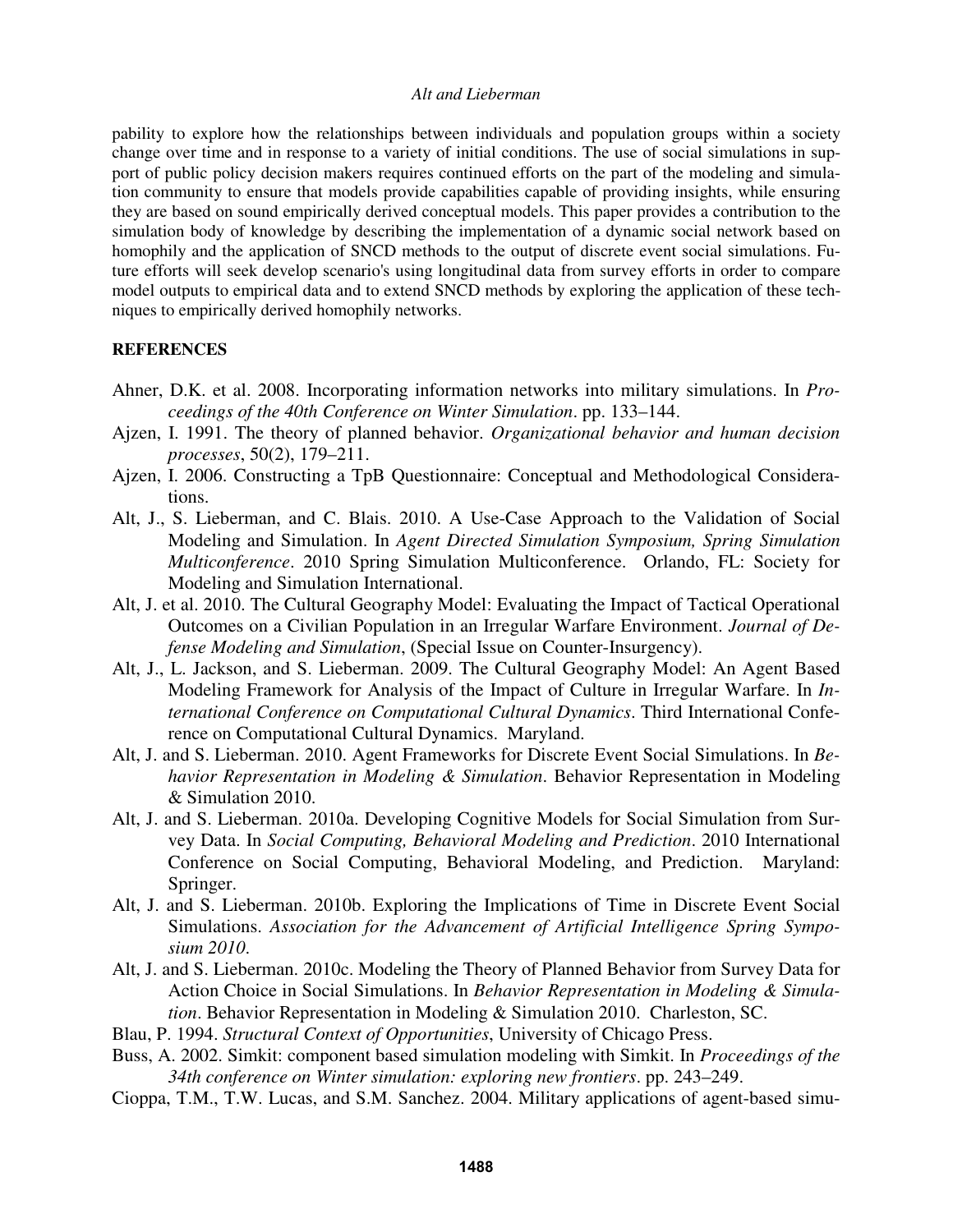pability to explore how the relationships between individuals and population groups within a society change over time and in response to a variety of initial conditions. The use of social simulations in support of public policy decision makers requires continued efforts on the part of the modeling and simulation community to ensure that models provide capabilities capable of providing insights, while ensuring they are based on sound empirically derived conceptual models. This paper provides a contribution to the simulation body of knowledge by describing the implementation of a dynamic social network based on homophily and the application of SNCD methods to the output of discrete event social simulations. Future efforts will seek develop scenario's using longitudinal data from survey efforts in order to compare model outputs to empirical data and to extend SNCD methods by exploring the application of these techniques to empirically derived homophily networks.

## REFERENCES

Ahner, D.K. et al. 2008. Incorporating information networks into military simulations. In *Proceedings of the 40th Conference on Winter Simulation*. pp. 133–144.

Ajzen, I. 1991. The theory of planned behavior. *Organizational behavior and human decision processes*, 50(2), 179–211.

Ajzen, I. 2006. Constructing a TpB Questionnaire: Conceptual and Methodological Considerations.

Alt, J., S. Lieberman, and C. Blais. 2010. A Use-Case Approach to the Validation of Social Modeling and Simulation. In *Agent Directed Simulation Symposium, Spring Simulation Multiconference*. 2010 Spring Simulation Multiconference. Orlando, FL: Society for Modeling and Simulation International.

Alt, J. et al. 2010. The Cultural Geography Model: Evaluating the Impact of Tactical Operational Outcomes on a Civilian Population in an Irregular Warfare Environment. *Journal of Defense Modeling and Simulation*, (Special Issue on Counter-Insurgency).

Alt, J., L. Jackson, and S. Lieberman. 2009. The Cultural Geography Model: An Agent Based Modeling Framework for Analysis of the Impact of Culture in Irregular Warfare. In *International Conference on Computational Cultural Dynamics*. Third International Conference on Computational Cultural Dynamics. Maryland.

Alt, J. and S. Lieberman. 2010. Agent Frameworks for Discrete Event Social Simulations. In *Behavior Representation in Modeling & Simulation*. Behavior Representation in Modeling & Simulation 2010.

Alt, J. and S. Lieberman. 2010a. Developing Cognitive Models for Social Simulation from Survey Data. In *Social Computing, Behavioral Modeling and Prediction*. 2010 International Conference on Social Computing, Behavioral Modeling, and Prediction. Maryland: Springer.

Alt, J. and S. Lieberman. 2010b. Exploring the Implications of Time in Discrete Event Social Simulations. *Association for the Advancement of Artificial Intelligence Spring Symposium 2010*.

Alt, J. and S. Lieberman. 2010c. Modeling the Theory of Planned Behavior from Survey Data for Action Choice in Social Simulations. In *Behavior Representation in Modeling & Simulation*. Behavior Representation in Modeling & Simulation 2010. Charleston, SC.

Blau, P. 1994. *Structural Context of Opportunities*, University of Chicago Press.

Buss, A. 2002. Simkit: component based simulation modeling with Simkit. In *Proceedings of the 34th conference on Winter simulation: exploring new frontiers*. pp. 243–249.

Cioppa, T.M., T.W. Lucas, and S.M. Sanchez. 2004. Military applications of agent-based simu-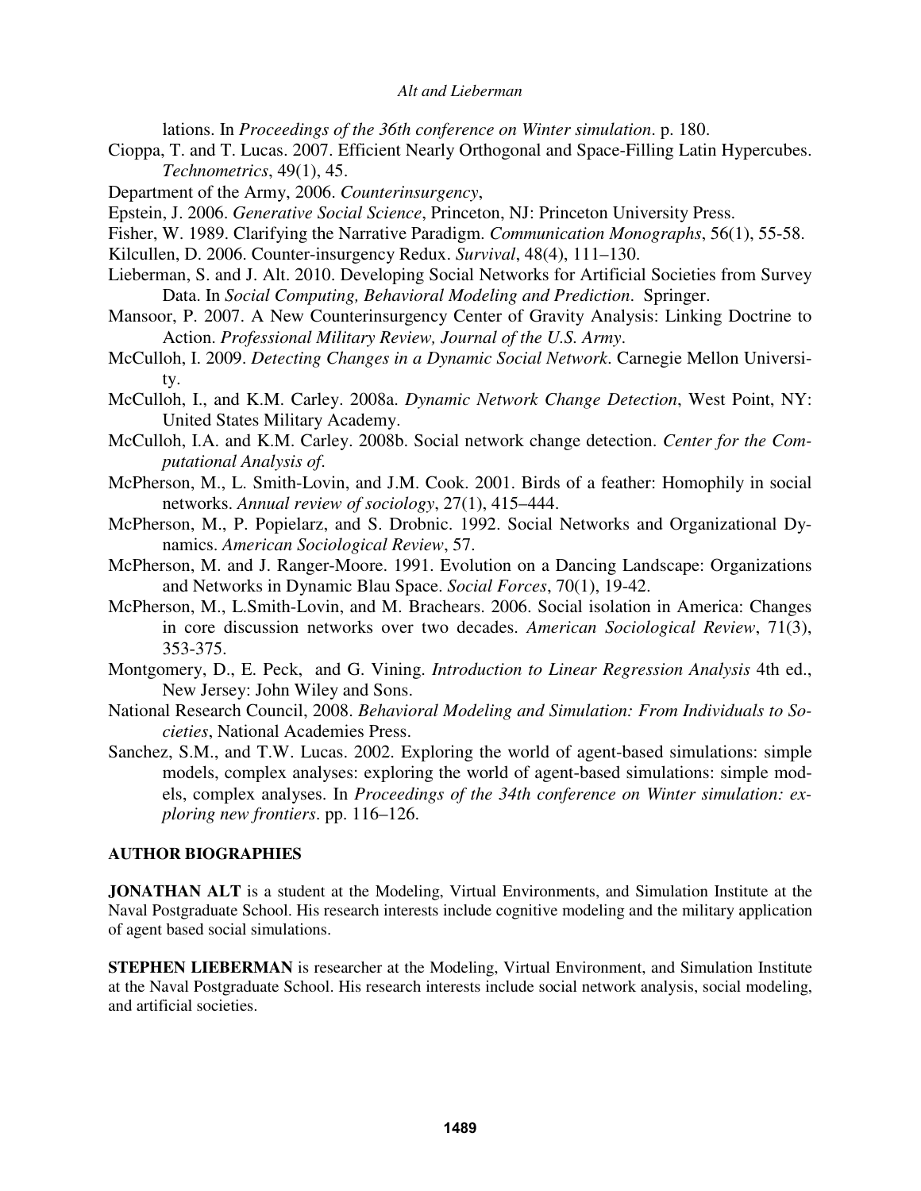lations. In *Proceedings of the 36th conference on Winter simulation*. p. 180.

Cioppa, T. and T. Lucas. 2007. Efficient Nearly Orthogonal and Space-Filling Latin Hypercubes. *Technometrics*, 49(1), 45.

Department of the Army, 2006. *Counterinsurgency*,

Epstein, J. 2006. *Generative Social Science*, Princeton, NJ: Princeton University Press.

Fisher, W. 1989. Clarifying the Narrative Paradigm. *Communication Monographs*, 56(1), 55-58.

Kilcullen, D. 2006. Counter-insurgency Redux. *Survival*, 48(4), 111–130.

Lieberman, S. and J. Alt. 2010. Developing Social Networks for Artificial Societies from Survey Data. In *Social Computing, Behavioral Modeling and Prediction*. Springer.

Mansoor, P. 2007. A New Counterinsurgency Center of Gravity Analysis: Linking Doctrine to Action. *Professional Military Review, Journal of the U.S. Army*.

McCulloh, I. 2009. *Detecting Changes in a Dynamic Social Network*. Carnegie Mellon University.

McCulloh, I., and K.M. Carley. 2008a. *Dynamic Network Change Detection*, West Point, NY: United States Military Academy.

McCulloh, I.A. and K.M. Carley. 2008b. Social network change detection. *Center for the Computational Analysis of*.

McPherson, M., L. Smith-Lovin, and J.M. Cook. 2001. Birds of a feather: Homophily in social networks. *Annual review of sociology*, 27(1), 415–444.

McPherson, M., P. Popielarz, and S. Drobnic. 1992. Social Networks and Organizational Dynamics. *American Sociological Review*, 57.

McPherson, M. and J. Ranger-Moore. 1991. Evolution on a Dancing Landscape: Organizations and Networks in Dynamic Blau Space. *Social Forces*, 70(1), 19-42.

McPherson, M., L.Smith-Lovin, and M. Brachears. 2006. Social isolation in America: Changes in core discussion networks over two decades. *American Sociological Review*, 71(3), 353-375.

Montgomery, D., E. Peck, and G. Vining. *Introduction to Linear Regression Analysis* 4th ed., New Jersey: John Wiley and Sons.

National Research Council, 2008. *Behavioral Modeling and Simulation: From Individuals to Societies*, National Academies Press.

Sanchez, S.M., and T.W. Lucas. 2002. Exploring the world of agent-based simulations: simple models, complex analyses: exploring the world of agent-based simulations: simple models, complex analyses. In *Proceedings of the 34th conference on Winter simulation: exploring new frontiers*. pp. 116–126.

## AUTHOR BIOGRAPHIES

**JONATHAN ALT** is a student at the Modeling, Virtual Environments, and Simulation Institute at the Naval Postgraduate School. His research interests include cognitive modeling and the military application of agent based social simulations.

**STEPHEN LIEBERMAN** is researcher at the Modeling, Virtual Environment, and Simulation Institute at the Naval Postgraduate School. His research interests include social network analysis, social modeling, and artificial societies.